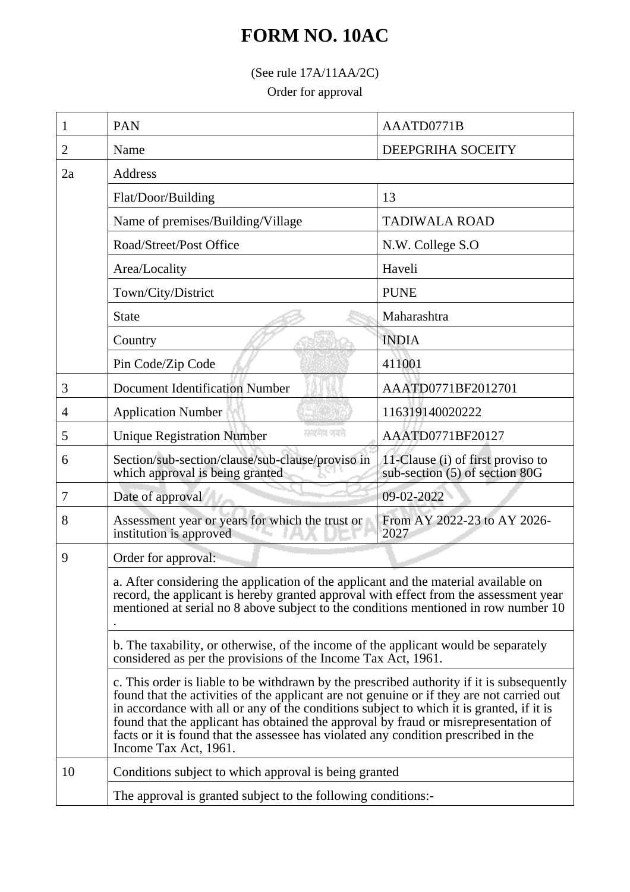# FORM NO. 10AC

(See rule 17A/11AA/2C)

Order for approval

| | | |
|---|---|---|
| 1 | PAN | AAATD0771B |
| 2 | Name | DEEPGRIHA SOCEITY |
| 2a | Address | |
| | Flat/Door/Building | 13 |
| | Name of premises/Building/Village | TADIWALA ROAD |
| | Road/Street/Post Office | N.W. College S.O |
| | Area/Locality | Haveli |
| | Town/City/District | PUNE |
| | State | Maharashtra |
| | Country | INDIA |
| | Pin Code/Zip Code | 411001 |
| 3 | Document Identification Number | AAATD0771BF2012701 |
| 4 | Application Number | 116319140020222 |
| 5 | Unique Registration Number | AAATD0771BF20127 |
| 6 | Section/sub-section/clause/sub-clause/proviso in which approval is being granted | 11-Clause (i) of first proviso to sub-section (5) of section 80G |
| 7 | Date of approval | 09-02-2022 |
| 8 | Assessment year or years for which the trust or institution is approved | From AY 2022-23 to AY 2026-2027 |
| 9 | Order for approval: | |
| | a. After considering the application of the applicant and the material available on record, the applicant is hereby granted approval with effect from the assessment year mentioned at serial no 8 above subject to the conditions mentioned in row number 10 . | |
| | b. The taxability, or otherwise, of the income of the applicant would be separately considered as per the provisions of the Income Tax Act, 1961. | |
| | c. This order is liable to be withdrawn by the prescribed authority if it is subsequently found that the activities of the applicant are not genuine or if they are not carried out in accordance with all or any of the conditions subject to which it is granted, if it is found that the applicant has obtained the approval by fraud or misrepresentation of facts or it is found that the assessee has violated any condition prescribed in the Income Tax Act, 1961. | |
| 10 | Conditions subject to which approval is being granted | |
| | The approval is granted subject to the following conditions:- | |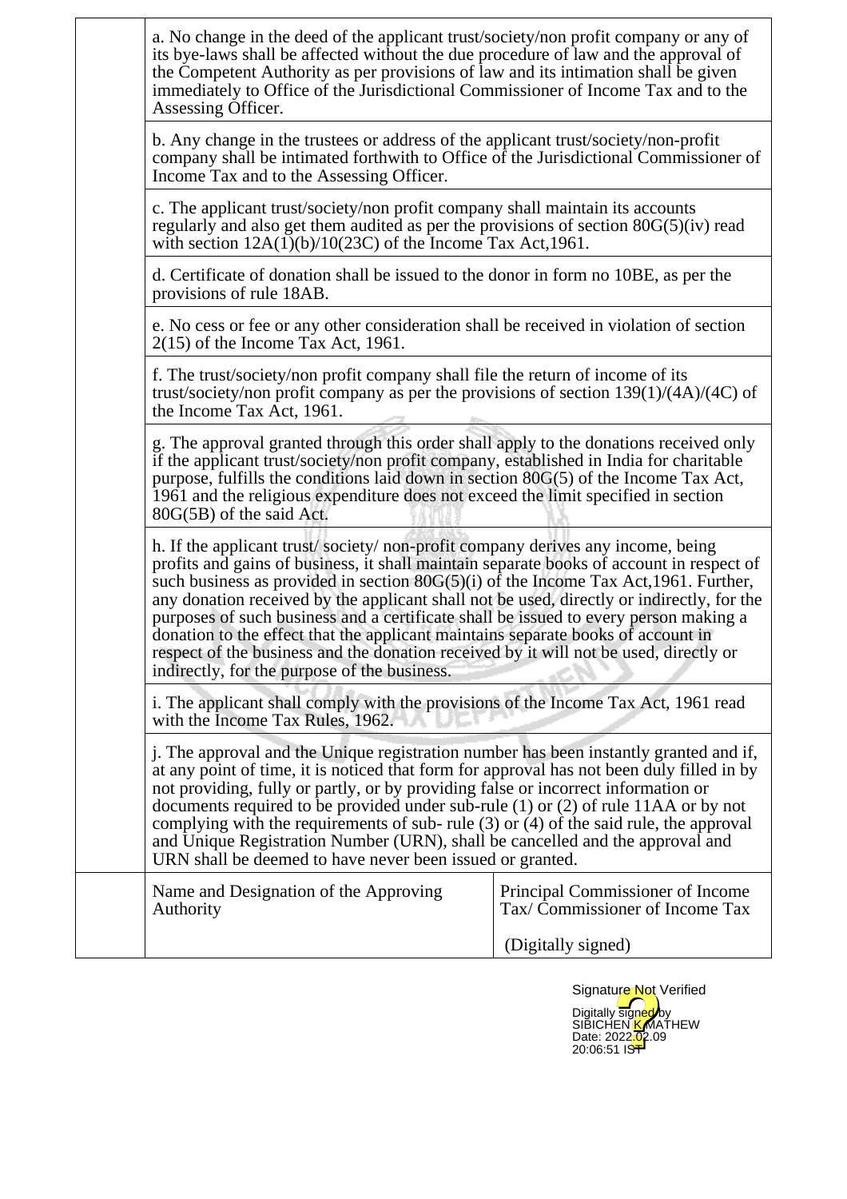| | | |
|---|---|---|
| | a. No change in the deed of the applicant trust/society/non profit company or any of its bye-laws shall be affected without the due procedure of law and the approval of the Competent Authority as per provisions of law and its intimation shall be given immediately to Office of the Jurisdictional Commissioner of Income Tax and to the Assessing Officer. | |
| | b. Any change in the trustees or address of the applicant trust/society/non-profit company shall be intimated forthwith to Office of the Jurisdictional Commissioner of Income Tax and to the Assessing Officer. | |
| | c. The applicant trust/society/non profit company shall maintain its accounts regularly and also get them audited as per the provisions of section 80G(5)(iv) read with section 12A(1)(b)/10(23C) of the Income Tax Act,1961. | |
| | d. Certificate of donation shall be issued to the donor in form no 10BE, as per the provisions of rule 18AB. | |
| | e. No cess or fee or any other consideration shall be received in violation of section 2(15) of the Income Tax Act, 1961. | |
| | f. The trust/society/non profit company shall file the return of income of its trust/society/non profit company as per the provisions of section 139(1)/(4A)/(4C) of the Income Tax Act, 1961. | |
| | g. The approval granted through this order shall apply to the donations received only if the applicant trust/society/non profit company, established in India for charitable purpose, fulfills the conditions laid down in section 80G(5) of the Income Tax Act, 1961 and the religious expenditure does not exceed the limit specified in section 80G(5B) of the said Act. | |
| | h. If the applicant trust/ society/ non-profit company derives any income, being profits and gains of business, it shall maintain separate books of account in respect of such business as provided in section 80G(5)(i) of the Income Tax Act,1961. Further, any donation received by the applicant shall not be used, directly or indirectly, for the purposes of such business and a certificate shall be issued to every person making a donation to the effect that the applicant maintains separate books of account in respect of the business and the donation received by it will not be used, directly or indirectly, for the purpose of the business. | |
| | i. The applicant shall comply with the provisions of the Income Tax Act, 1961 read with the Income Tax Rules, 1962. | |
| | j. The approval and the Unique registration number has been instantly granted and if, at any point of time, it is noticed that form for approval has not been duly filled in by not providing, fully or partly, or by providing false or incorrect information or documents required to be provided under sub-rule (1) or (2) of rule 11AA or by not complying with the requirements of sub- rule (3) or (4) of the said rule, the approval and Unique Registration Number (URN), shall be cancelled and the approval and URN shall be deemed to have never been issued or granted. | |
| | Name and Designation of the Approving Authority | Principal Commissioner of Income Tax/ Commissioner of Income Tax |
| | | (Digitally signed) |

Signature Not Verified
Digitally signed by SIBICHEN K MATHEW
Date: 2022.02.09 20:06:51 IST